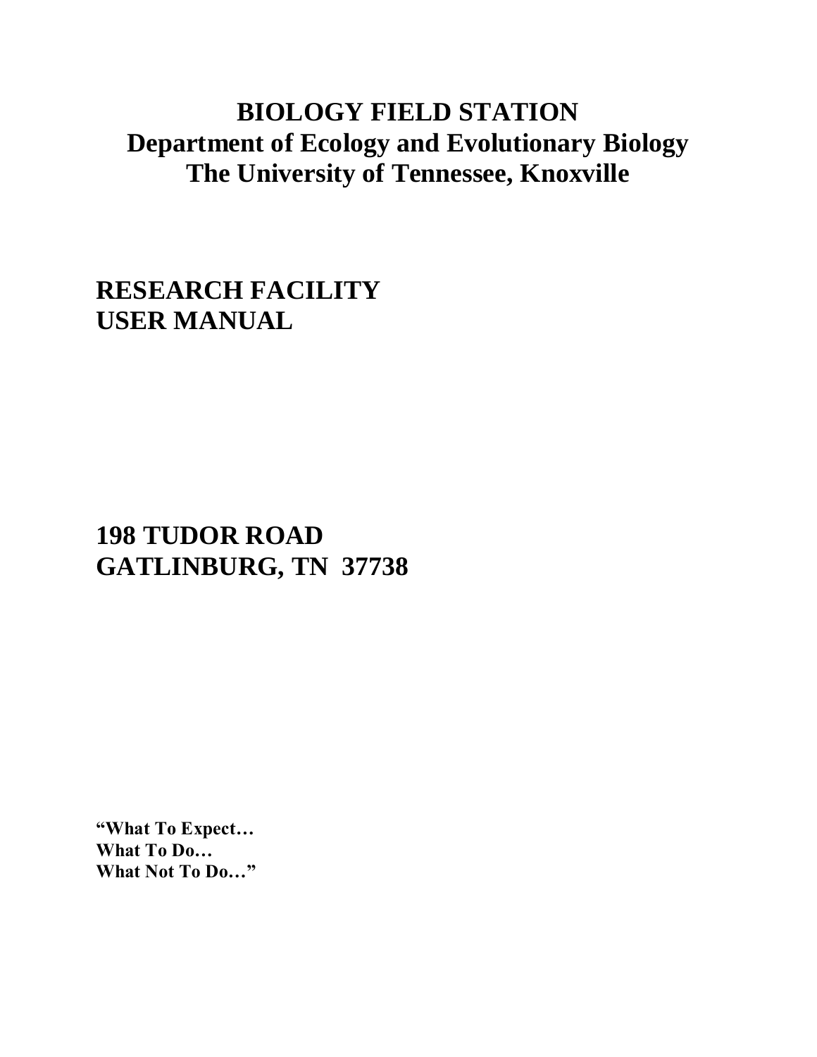# BIOLOGY FIELD STATION
# Department of Ecology and Evolutionary Biology
# The University of Tennessee, Knoxville

## RESEARCH FACILITY
## USER MANUAL

## 198 TUDOR ROAD
## GATLINBURG, TN  37738

**"What To Expect…**
**What To Do…**
**What Not To Do…"**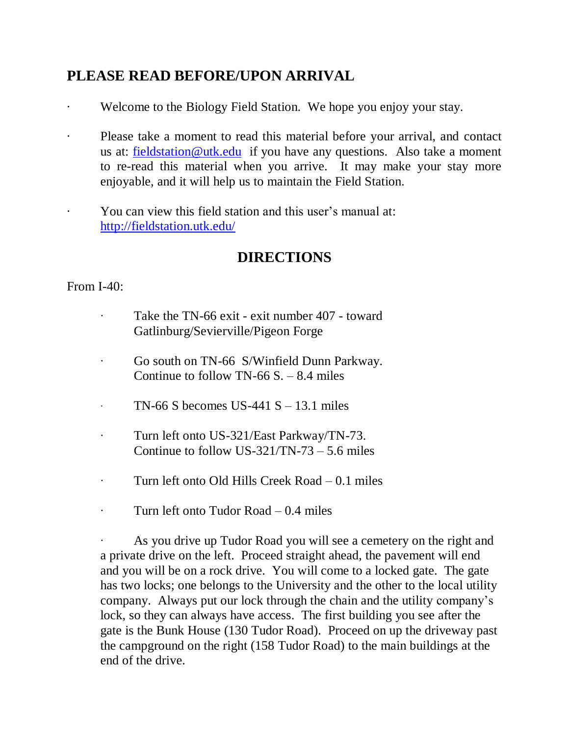## PLEASE READ BEFORE/UPON ARRIVAL

- Welcome to the Biology Field Station. We hope you enjoy your stay.
- Please take a moment to read this material before your arrival, and contact us at: fieldstation@utk.edu if you have any questions. Also take a moment to re-read this material when you arrive. It may make your stay more enjoyable, and it will help us to maintain the Field Station.
- You can view this field station and this user's manual at: http://fieldstation.utk.edu/

## DIRECTIONS

From I-40:

- Take the TN-66 exit - exit number 407 - toward Gatlinburg/Sevierville/Pigeon Forge
- Go south on TN-66 S/Winfield Dunn Parkway. Continue to follow TN-66 S. – 8.4 miles
- TN-66 S becomes US-441 S – 13.1 miles
- Turn left onto US-321/East Parkway/TN-73. Continue to follow US-321/TN-73 – 5.6 miles
- Turn left onto Old Hills Creek Road – 0.1 miles
- Turn left onto Tudor Road – 0.4 miles
- As you drive up Tudor Road you will see a cemetery on the right and a private drive on the left. Proceed straight ahead, the pavement will end and you will be on a rock drive. You will come to a locked gate. The gate has two locks; one belongs to the University and the other to the local utility company. Always put our lock through the chain and the utility company's lock, so they can always have access. The first building you see after the gate is the Bunk House (130 Tudor Road). Proceed on up the driveway past the campground on the right (158 Tudor Road) to the main buildings at the end of the drive.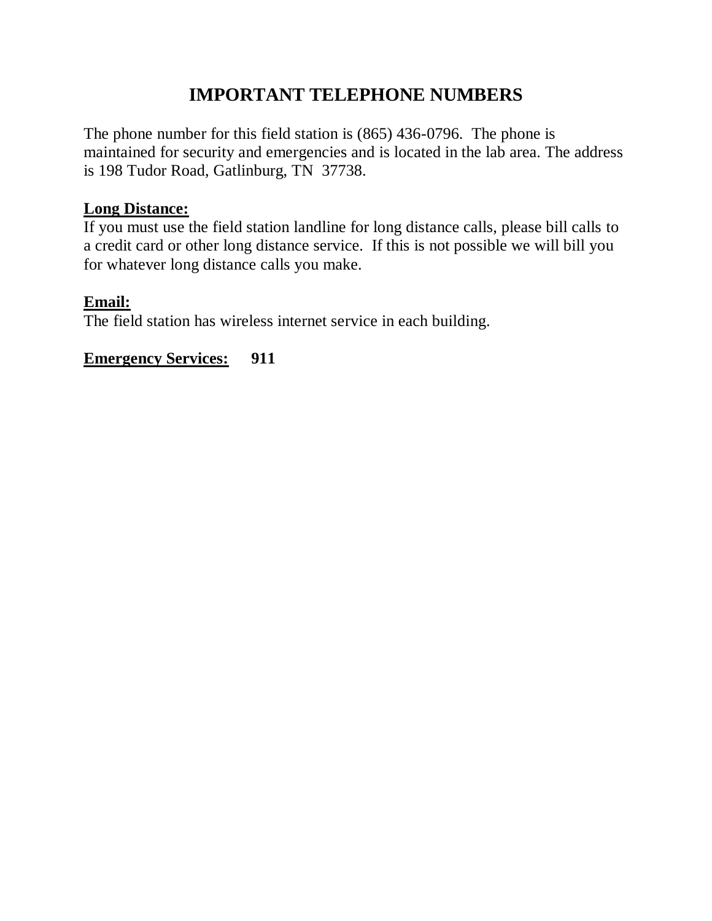# IMPORTANT TELEPHONE NUMBERS

The phone number for this field station is (865) 436-0796. The phone is maintained for security and emergencies and is located in the lab area. The address is 198 Tudor Road, Gatlinburg, TN 37738.

**Long Distance:**

If you must use the field station landline for long distance calls, please bill calls to a credit card or other long distance service. If this is not possible we will bill you for whatever long distance calls you make.

**Email:**

The field station has wireless internet service in each building.

**Emergency Services:** **911**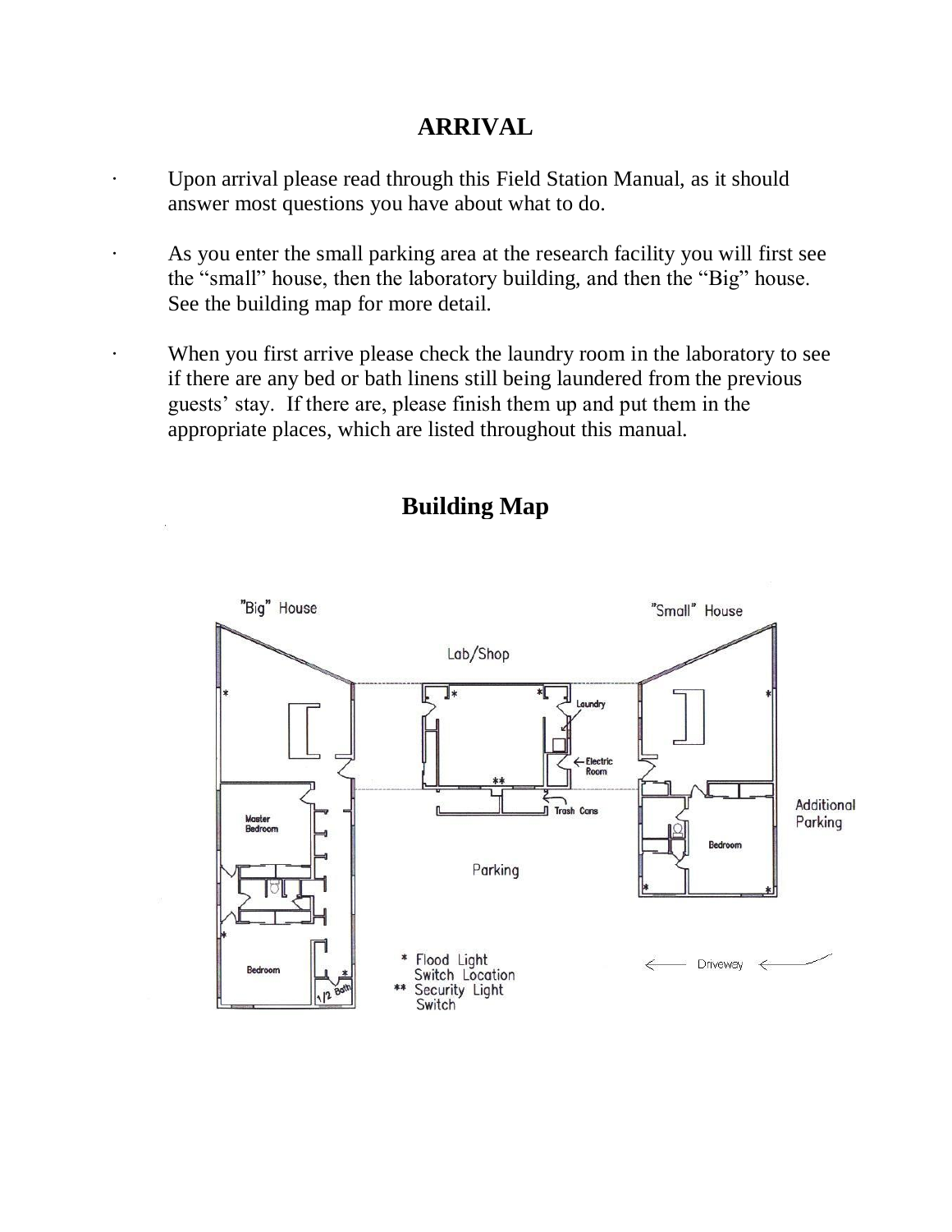# ARRIVAL

- Upon arrival please read through this Field Station Manual, as it should answer most questions you have about what to do.
- As you enter the small parking area at the research facility you will first see the "small" house, then the laboratory building, and then the "Big" house. See the building map for more detail.
- When you first arrive please check the laundry room in the laboratory to see if there are any bed or bath linens still being laundered from the previous guests' stay. If there are, please finish them up and put them in the appropriate places, which are listed throughout this manual.

## Building Map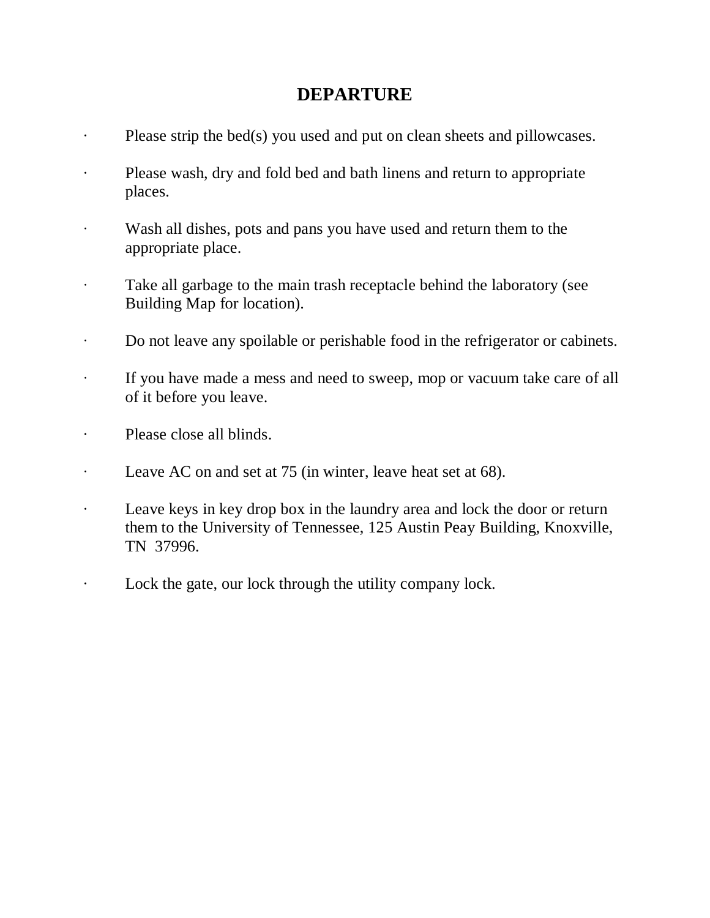# DEPARTURE

- Please strip the bed(s) you used and put on clean sheets and pillowcases.
- Please wash, dry and fold bed and bath linens and return to appropriate places.
- Wash all dishes, pots and pans you have used and return them to the appropriate place.
- Take all garbage to the main trash receptacle behind the laboratory (see Building Map for location).
- Do not leave any spoilable or perishable food in the refrigerator or cabinets.
- If you have made a mess and need to sweep, mop or vacuum take care of all of it before you leave.
- Please close all blinds.
- Leave AC on and set at 75 (in winter, leave heat set at 68).
- Leave keys in key drop box in the laundry area and lock the door or return them to the University of Tennessee, 125 Austin Peay Building, Knoxville, TN 37996.
- Lock the gate, our lock through the utility company lock.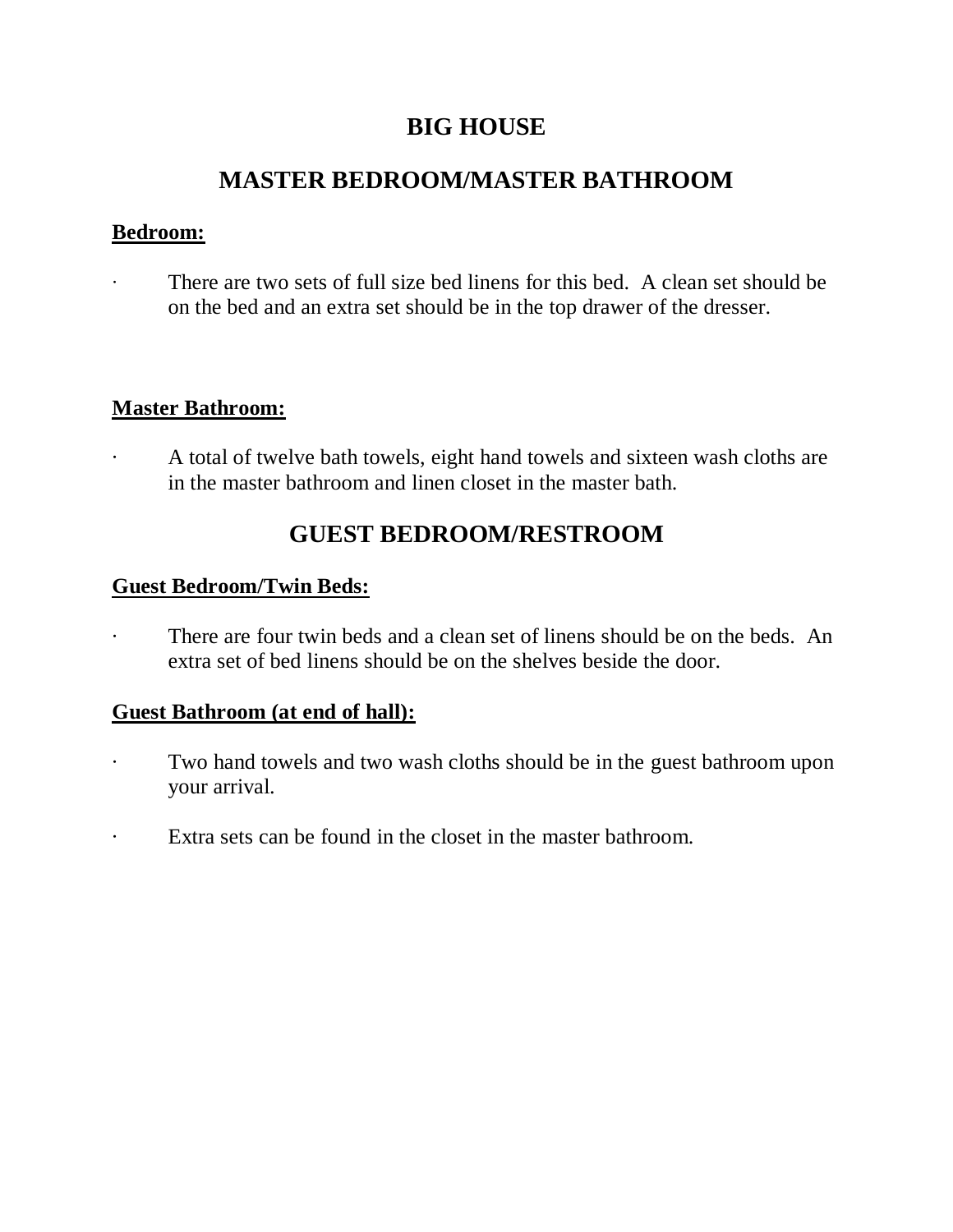# BIG HOUSE

## MASTER BEDROOM/MASTER BATHROOM

**<u>Bedroom:</u>**

- There are two sets of full size bed linens for this bed. A clean set should be on the bed and an extra set should be in the top drawer of the dresser.

**<u>Master Bathroom:</u>**

- A total of twelve bath towels, eight hand towels and sixteen wash cloths are in the master bathroom and linen closet in the master bath.

## GUEST BEDROOM/RESTROOM

**<u>Guest Bedroom/Twin Beds:</u>**

- There are four twin beds and a clean set of linens should be on the beds. An extra set of bed linens should be on the shelves beside the door.

**<u>Guest Bathroom (at end of hall):</u>**

- Two hand towels and two wash cloths should be in the guest bathroom upon your arrival.
- Extra sets can be found in the closet in the master bathroom.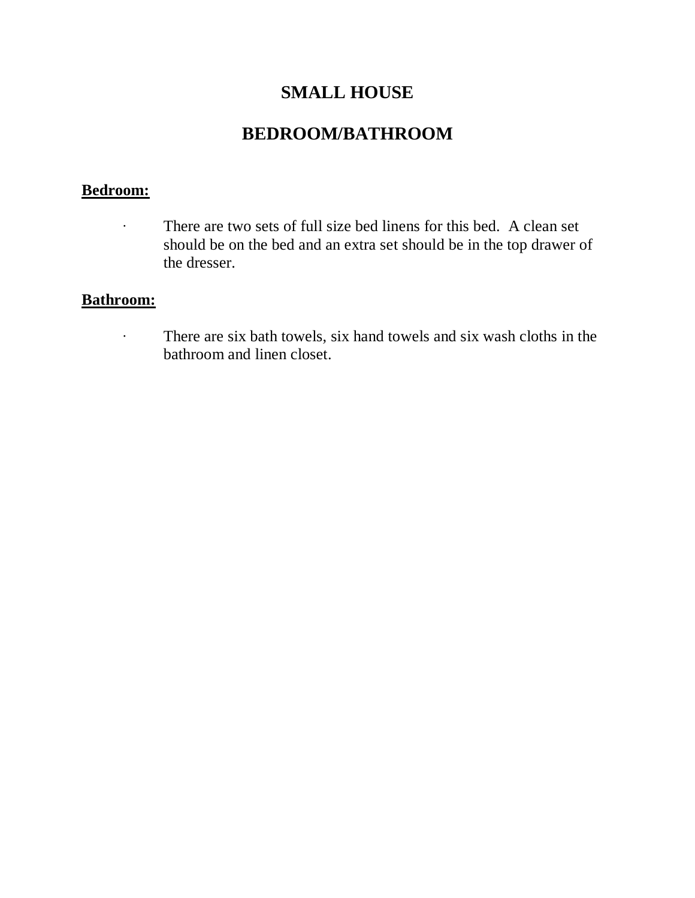# SMALL HOUSE

## BEDROOM/BATHROOM

**Bedroom:**

- There are two sets of full size bed linens for this bed.  A clean set should be on the bed and an extra set should be in the top drawer of the dresser.

**Bathroom:**

- There are six bath towels, six hand towels and six wash cloths in the bathroom and linen closet.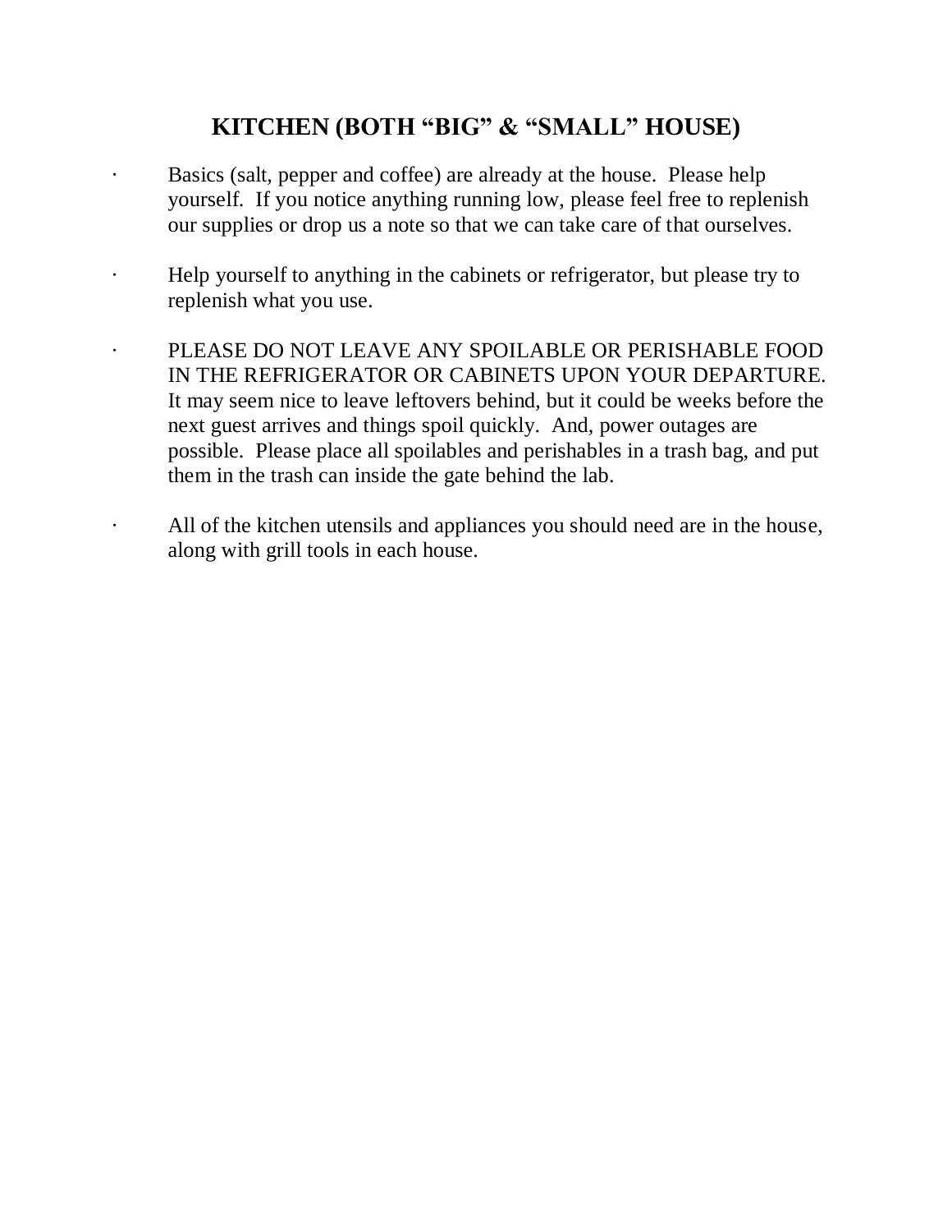## KITCHEN (BOTH “BIG” & “SMALL” HOUSE)

- Basics (salt, pepper and coffee) are already at the house. Please help yourself. If you notice anything running low, please feel free to replenish our supplies or drop us a note so that we can take care of that ourselves.
- Help yourself to anything in the cabinets or refrigerator, but please try to replenish what you use.
- PLEASE DO NOT LEAVE ANY SPOILABLE OR PERISHABLE FOOD IN THE REFRIGERATOR OR CABINETS UPON YOUR DEPARTURE. It may seem nice to leave leftovers behind, but it could be weeks before the next guest arrives and things spoil quickly. And, power outages are possible. Please place all spoilables and perishables in a trash bag, and put them in the trash can inside the gate behind the lab.
- All of the kitchen utensils and appliances you should need are in the house, along with grill tools in each house.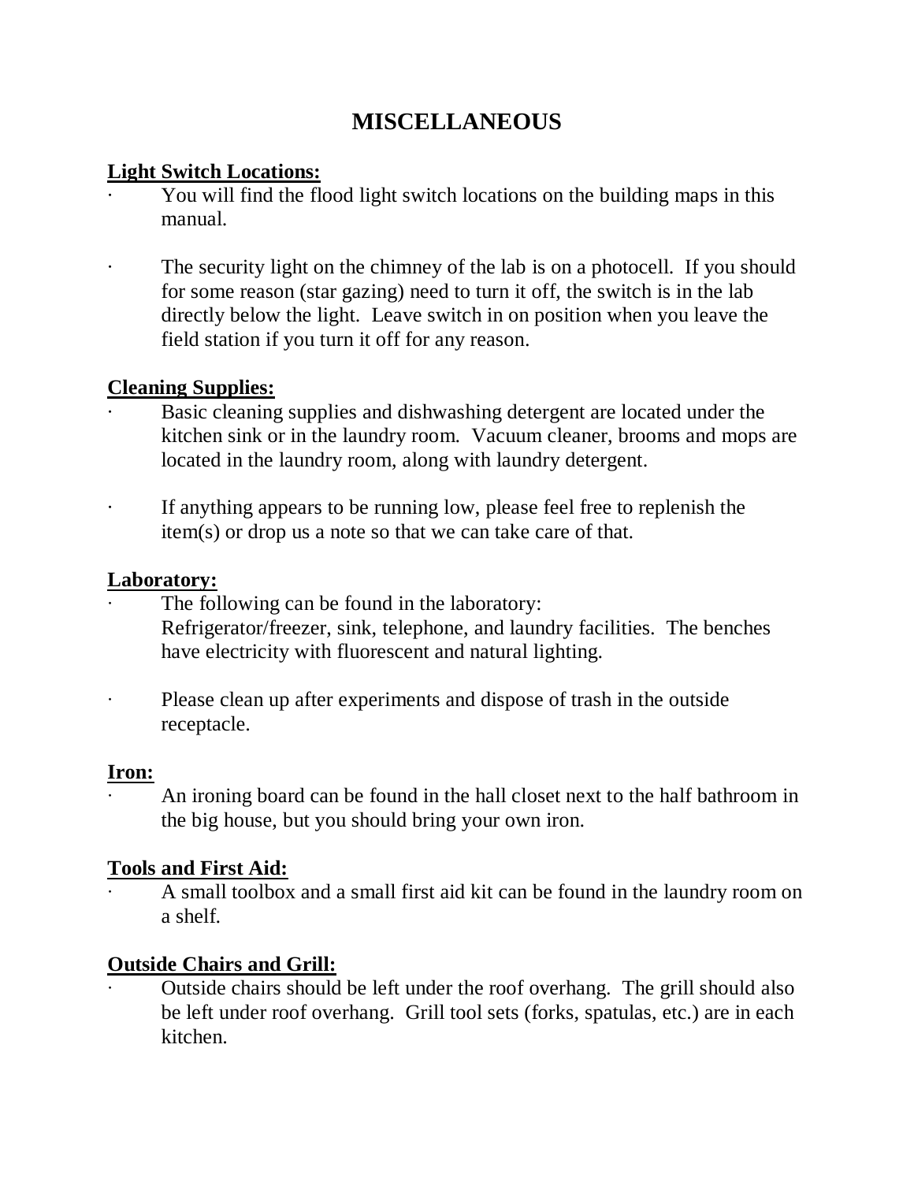# MISCELLANEOUS

**Light Switch Locations:**

- You will find the flood light switch locations on the building maps in this manual.
- The security light on the chimney of the lab is on a photocell. If you should for some reason (star gazing) need to turn it off, the switch is in the lab directly below the light. Leave switch in on position when you leave the field station if you turn it off for any reason.

**Cleaning Supplies:**

- Basic cleaning supplies and dishwashing detergent are located under the kitchen sink or in the laundry room. Vacuum cleaner, brooms and mops are located in the laundry room, along with laundry detergent.
- If anything appears to be running low, please feel free to replenish the item(s) or drop us a note so that we can take care of that.

**Laboratory:**

- The following can be found in the laboratory:
  Refrigerator/freezer, sink, telephone, and laundry facilities. The benches have electricity with fluorescent and natural lighting.
- Please clean up after experiments and dispose of trash in the outside receptacle.

**Iron:**

- An ironing board can be found in the hall closet next to the half bathroom in the big house, but you should bring your own iron.

**Tools and First Aid:**

- A small toolbox and a small first aid kit can be found in the laundry room on a shelf.

**Outside Chairs and Grill:**

- Outside chairs should be left under the roof overhang. The grill should also be left under roof overhang. Grill tool sets (forks, spatulas, etc.) are in each kitchen.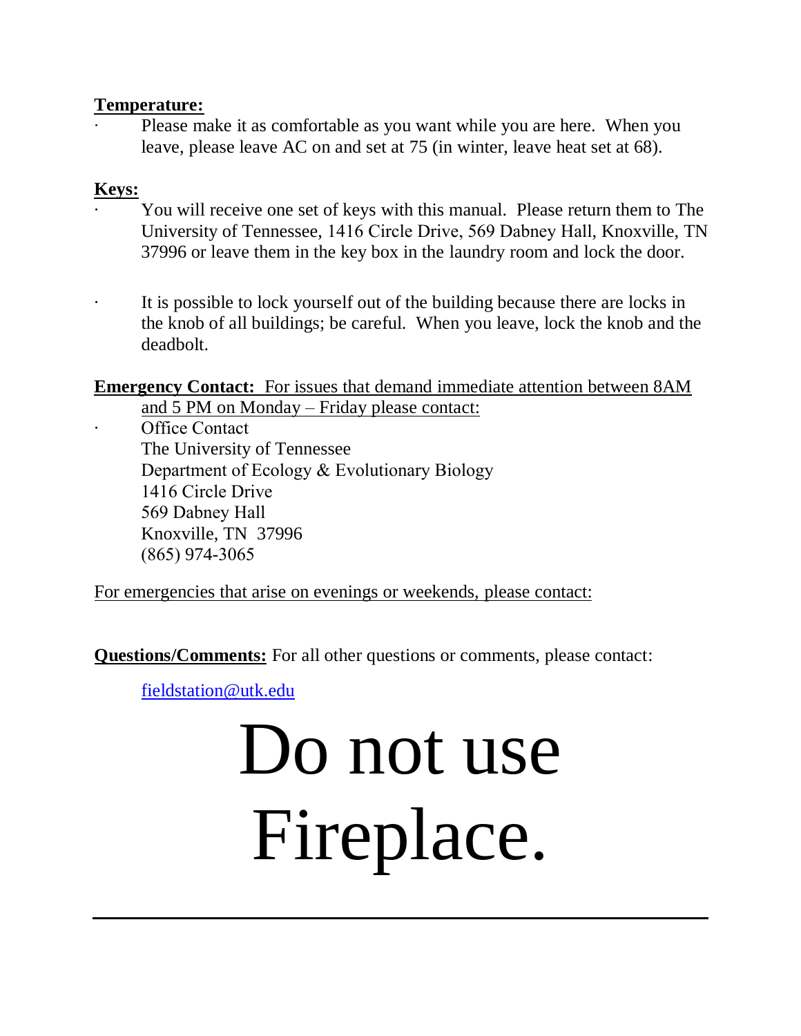**Temperature:**

- Please make it as comfortable as you want while you are here. When you leave, please leave AC on and set at 75 (in winter, leave heat set at 68).

**Keys:**

- You will receive one set of keys with this manual. Please return them to The University of Tennessee, 1416 Circle Drive, 569 Dabney Hall, Knoxville, TN 37996 or leave them in the key box in the laundry room and lock the door.

- It is possible to lock yourself out of the building because there are locks in the knob of all buildings; be careful. When you leave, lock the knob and the deadbolt.

**Emergency Contact:** For issues that demand immediate attention between 8AM and 5 PM on Monday – Friday please contact:

- Office Contact
  The University of Tennessee
  Department of Ecology & Evolutionary Biology
  1416 Circle Drive
  569 Dabney Hall
  Knoxville, TN 37996
  (865) 974-3065

For emergencies that arise on evenings or weekends, please contact:

**Questions/Comments:** For all other questions or comments, please contact:

fieldstation@utk.edu

# Do not use Fireplace.

---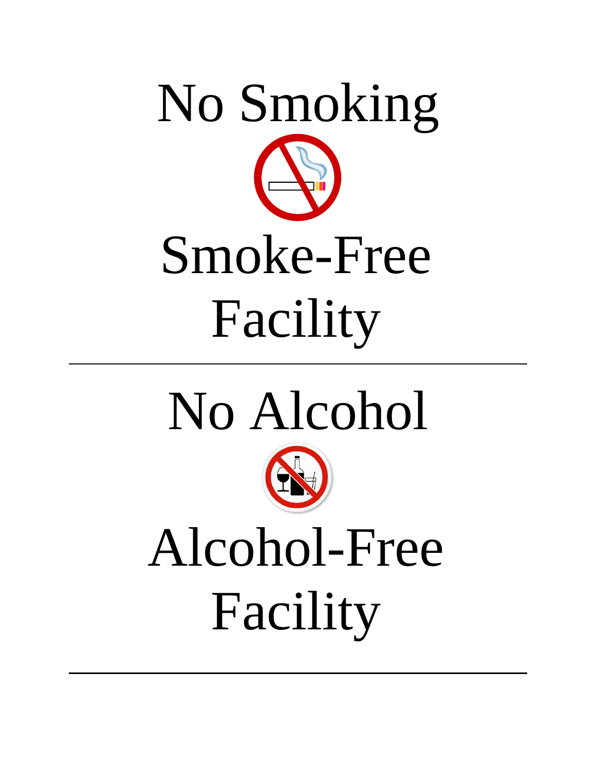# No Smoking

# Smoke-Free Facility

---

# No Alcohol

# Alcohol-Free Facility

---